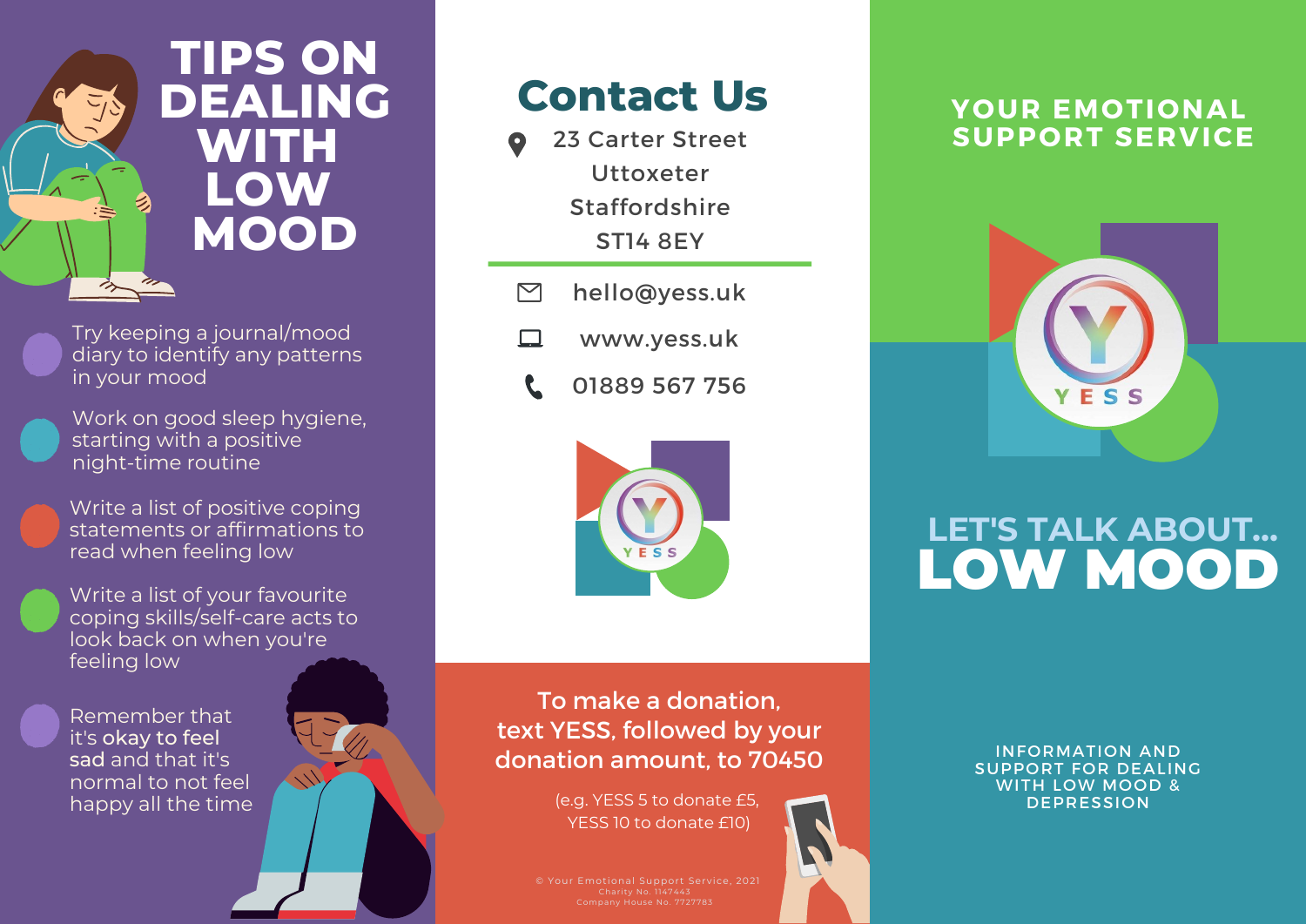# TIPS ON DEALING WITH LOW MOOD

- Try keeping a journal/mood diary to identify any patterns in your mood
- Work on good sleep hygiene, starting with a positive night-time routine
- Write a list of positive coping statements or affirmations to read when feeling low
- Write a list of your favourite coping skills/self-care acts to look back on when you're feeling low
- Remember that it's **okay to feel sad** and that it's normal to not feel happy all the time

# Contact Us

23 Carter Street
Uttoxeter
Staffordshire
ST14 8EY

hello@yess.uk

www.yess.uk

01889 567 756

YESS

**To make a donation, text YESS, followed by your donation amount, to 70450**

(e.g. YESS 5 to donate £5, YESS 10 to donate £10)

© Your Emotional Support Service, 2021
Charity No. 1147443
Company House No. 7727783

## YOUR EMOTIONAL SUPPORT SERVICE

YESS

## LET'S TALK ABOUT... LOW MOOD

INFORMATION AND SUPPORT FOR DEALING WITH LOW MOOD & DEPRESSION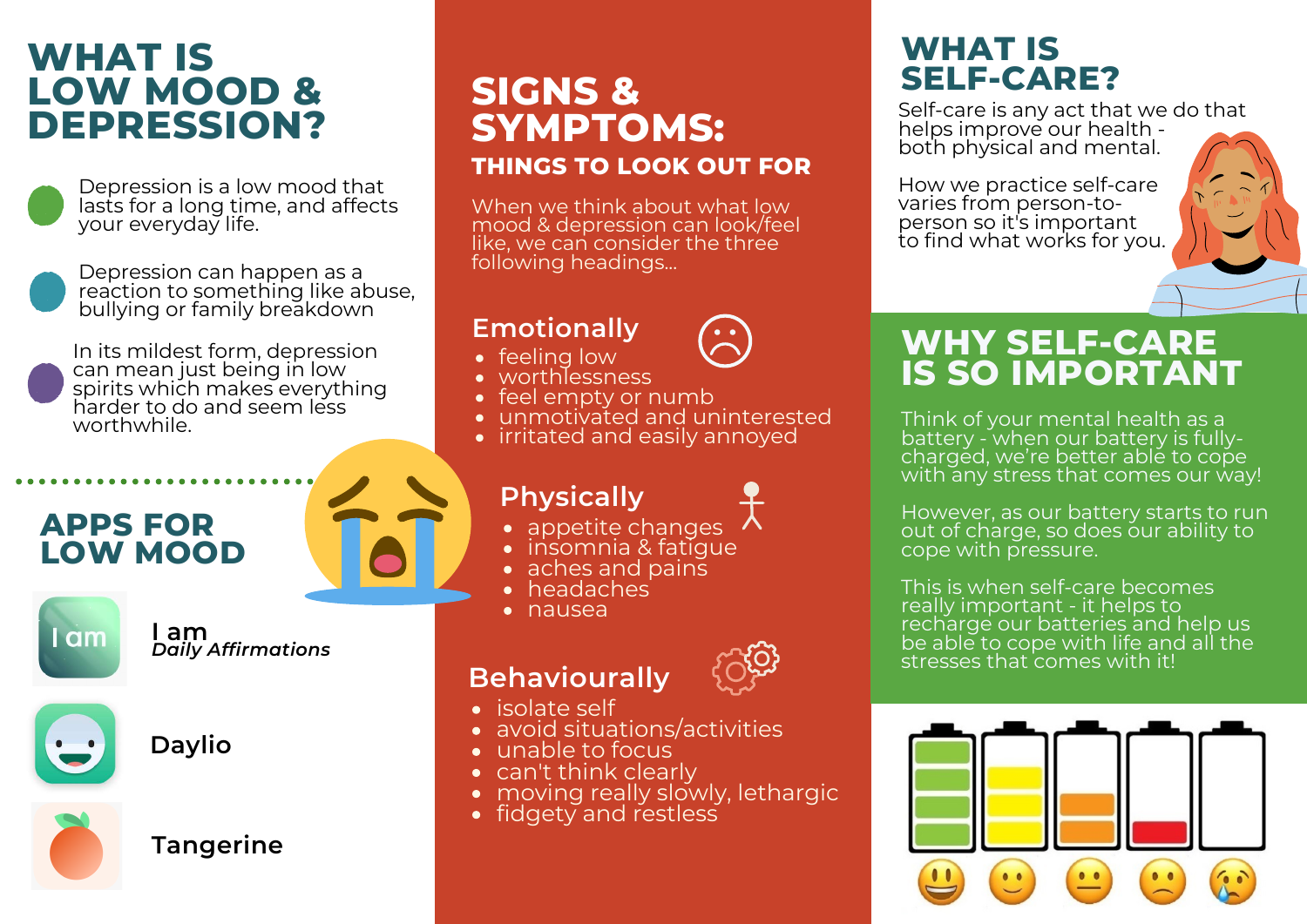# WHAT IS LOW MOOD & DEPRESSION?

- Depression is a low mood that lasts for a long time, and affects your everyday life.
- Depression can happen as a reaction to something like abuse, bullying or family breakdown
- In its mildest form, depression can mean just being in low spirits which makes everything harder to do and seem less worthwhile.

## APPS FOR LOW MOOD

I am
*Daily Affirmations*

Daylio

Tangerine

# SIGNS & SYMPTOMS:

## THINGS TO LOOK OUT FOR

When we think about what low mood & depression can look/feel like, we can consider the three following headings...

### Emotionally

- feeling low
- worthlessness
- feel empty or numb
- unmotivated and uninterested
- irritated and easily annoyed

### Physically

- appetite changes
- insomnia & fatigue
- aches and pains
- headaches
- nausea

### Behaviourally

- isolate self
- avoid situations/activities
- unable to focus
- can't think clearly
- moving really slowly, lethargic
- fidgety and restless

# WHAT IS SELF-CARE?

Self-care is any act that we do that helps improve our health - both physical and mental.

How we practice self-care varies from person-to-person so it's important to find what works for you.

# WHY SELF-CARE IS SO IMPORTANT

Think of your mental health as a battery - when our battery is fully-charged, we're better able to cope with any stress that comes our way!

However, as our battery starts to run out of charge, so does our ability to cope with pressure.

This is when self-care becomes really important - it helps to recharge our batteries and help us be able to cope with life and all the stresses that comes with it!